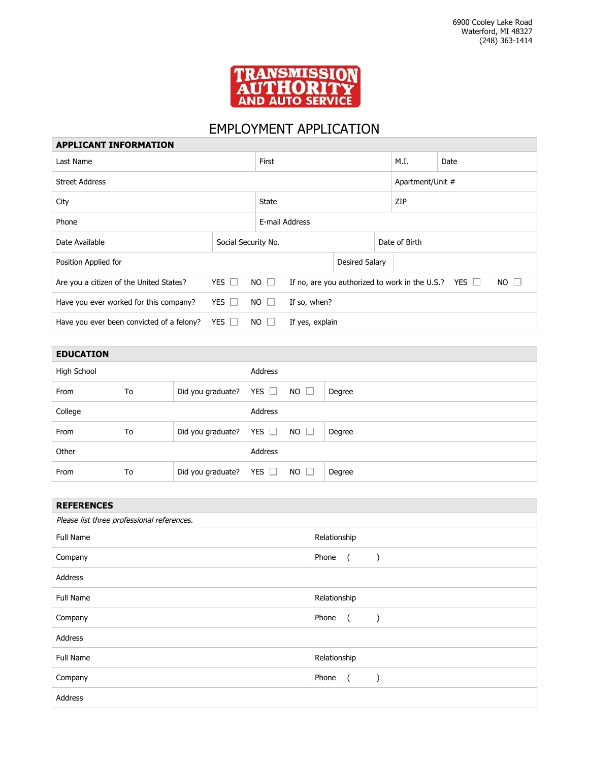6900 Cooley Lake Road
Waterford, MI 48327
(248) 363-1414

**TRANSMISSION AUTHORITY AND AUTO SERVICE**

# EMPLOYMENT APPLICATION

## APPLICANT INFORMATION

| | | | |
|---|---|---|---|
| Last Name | First | M.I. | Date |
| Street Address | | Apartment/Unit # | |
| City | State | ZIP | |
| Phone | E-mail Address | | |
| Date Available | Social Security No. | Date of Birth | |
| Position Applied for | Desired Salary | | |

Are you a citizen of the United States? YES ☐ NO ☐ If no, are you authorized to work in the U.S.? YES ☐ NO ☐

Have you ever worked for this company? YES ☐ NO ☐ If so, when?

Have you ever been convicted of a felony? YES ☐ NO ☐ If yes, explain

## EDUCATION

| | | | |
|---|---|---|---|
| High School | | Address | |
| From | To | Did you graduate? YES ☐ NO ☐ | Degree |
| College | | Address | |
| From | To | Did you graduate? YES ☐ NO ☐ | Degree |
| Other | | Address | |
| From | To | Did you graduate? YES ☐ NO ☐ | Degree |

## REFERENCES

*Please list three professional references.*

| | |
|---|---|
| Full Name | Relationship |
| Company | Phone ( ) |
| Address | |
| Full Name | Relationship |
| Company | Phone ( ) |
| Address | |
| Full Name | Relationship |
| Company | Phone ( ) |
| Address | |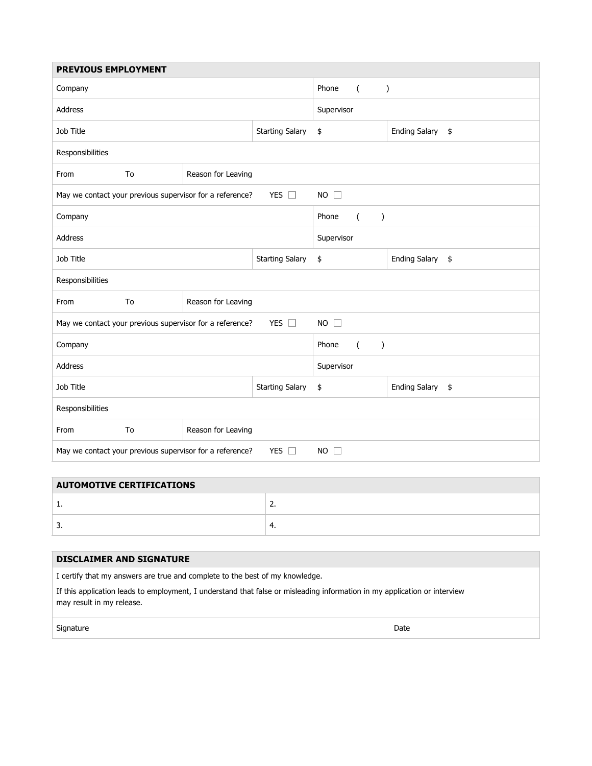## PREVIOUS EMPLOYMENT

| | | | |
|---|---|---|---|
| Company | | Phone ( ) | |
| Address | | Supervisor | |
| Job Title | Starting Salary | $ | Ending Salary $ |
| Responsibilities | | | |
| From To | Reason for Leaving | | |
| May we contact your previous supervisor for a reference? | YES ☐ | NO ☐ | |
| Company | | Phone ( ) | |
| Address | | Supervisor | |
| Job Title | Starting Salary | $ | Ending Salary $ |
| Responsibilities | | | |
| From To | Reason for Leaving | | |
| May we contact your previous supervisor for a reference? | YES ☐ | NO ☐ | |
| Company | | Phone ( ) | |
| Address | | Supervisor | |
| Job Title | Starting Salary | $ | Ending Salary $ |
| Responsibilities | | | |
| From To | Reason for Leaving | | |
| May we contact your previous supervisor for a reference? | YES ☐ | NO ☐ | |

## AUTOMOTIVE CERTIFICATIONS

| | |
|---|---|
| 1. | 2. |
| 3. | 4. |

## DISCLAIMER AND SIGNATURE

I certify that my answers are true and complete to the best of my knowledge.

If this application leads to employment, I understand that false or misleading information in my application or interview may result in my release.

| | |
|---|---|
| Signature | Date |